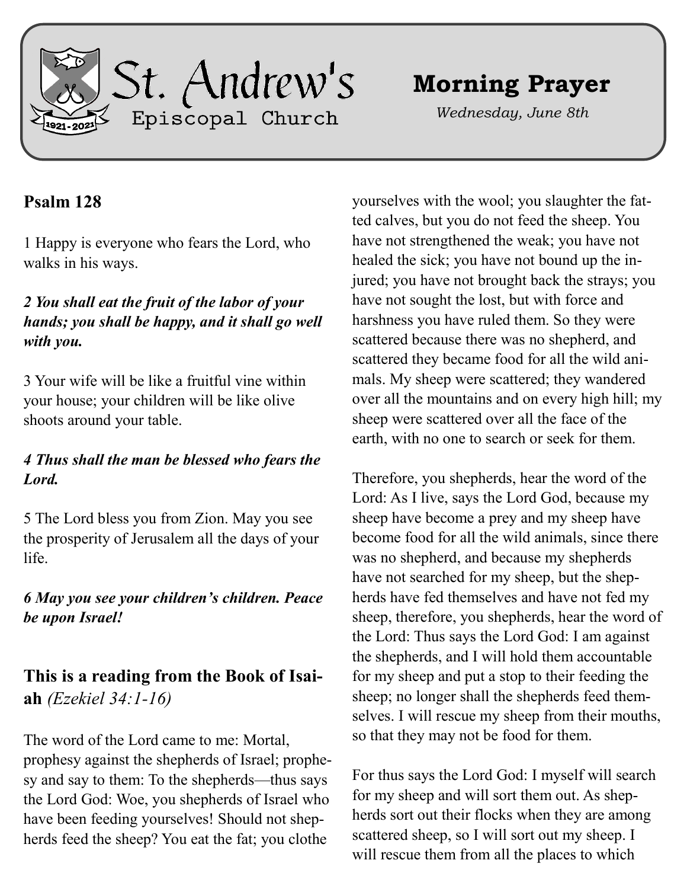# St. Andrew's Episcopal Church

1921-2021

## Morning Prayer

*Wednesday, June 8th*

## Psalm 128

1 Happy is everyone who fears the Lord, who walks in his ways.

***2 You shall eat the fruit of the labor of your hands; you shall be happy, and it shall go well with you.***

3 Your wife will be like a fruitful vine within your house; your children will be like olive shoots around your table.

***4 Thus shall the man be blessed who fears the Lord.***

5 The Lord bless you from Zion. May you see the prosperity of Jerusalem all the days of your life.

***6 May you see your children's children. Peace be upon Israel!***

## This is a reading from the Book of Isaiah *(Ezekiel 34:1-16)*

The word of the Lord came to me: Mortal, prophesy against the shepherds of Israel; prophesy and say to them: To the shepherds—thus says the Lord God: Woe, you shepherds of Israel who have been feeding yourselves! Should not shepherds feed the sheep? You eat the fat; you clothe yourselves with the wool; you slaughter the fatted calves, but you do not feed the sheep. You have not strengthened the weak; you have not healed the sick; you have not bound up the injured; you have not brought back the strays; you have not sought the lost, but with force and harshness you have ruled them. So they were scattered because there was no shepherd, and scattered they became food for all the wild animals. My sheep were scattered; they wandered over all the mountains and on every high hill; my sheep were scattered over all the face of the earth, with no one to search or seek for them.

Therefore, you shepherds, hear the word of the Lord: As I live, says the Lord God, because my sheep have become a prey and my sheep have become food for all the wild animals, since there was no shepherd, and because my shepherds have not searched for my sheep, but the shepherds have fed themselves and have not fed my sheep, therefore, you shepherds, hear the word of the Lord: Thus says the Lord God: I am against the shepherds, and I will hold them accountable for my sheep and put a stop to their feeding the sheep; no longer shall the shepherds feed themselves. I will rescue my sheep from their mouths, so that they may not be food for them.

For thus says the Lord God: I myself will search for my sheep and will sort them out. As shepherds sort out their flocks when they are among scattered sheep, so I will sort out my sheep. I will rescue them from all the places to which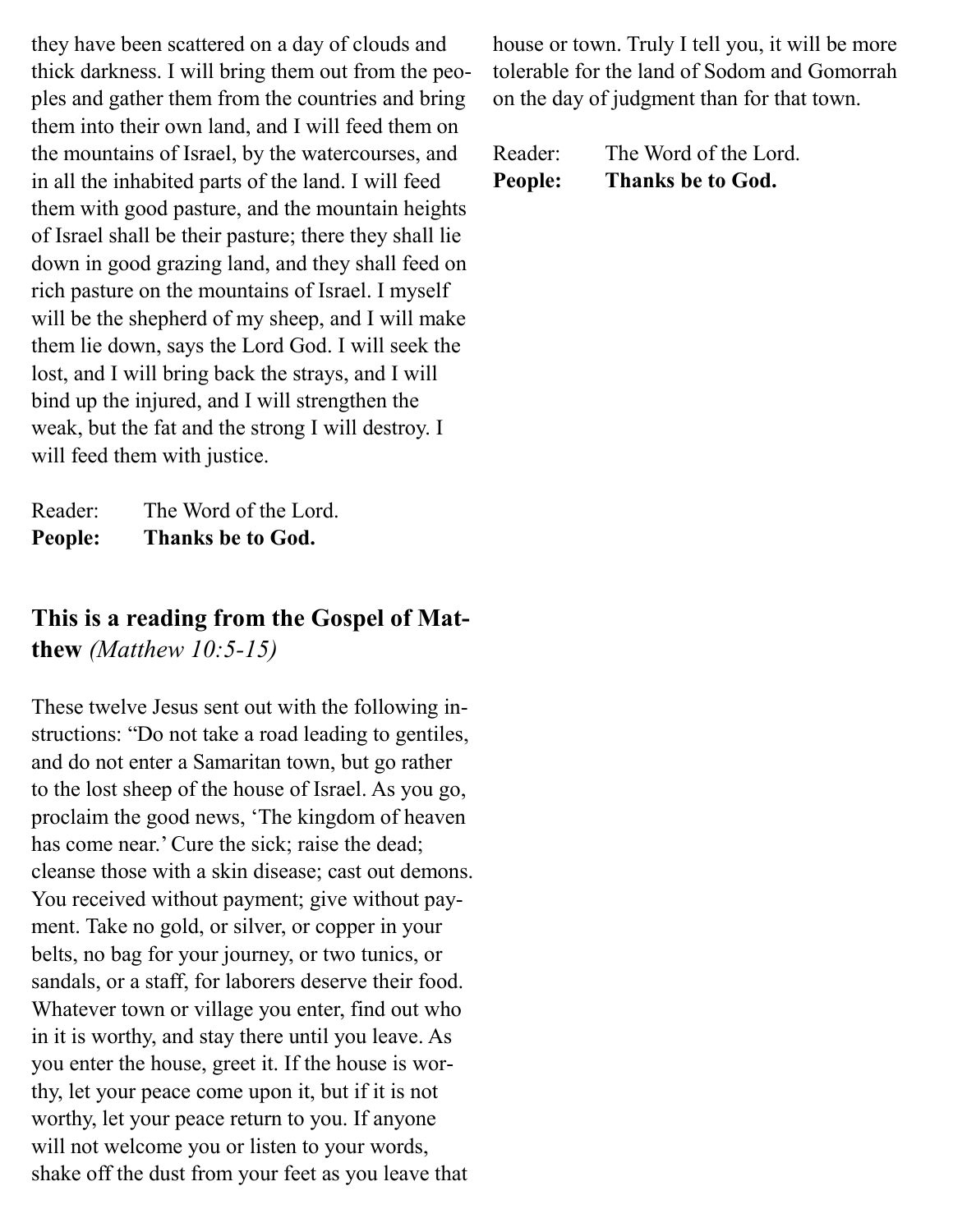they have been scattered on a day of clouds and thick darkness. I will bring them out from the peoples and gather them from the countries and bring them into their own land, and I will feed them on the mountains of Israel, by the watercourses, and in all the inhabited parts of the land. I will feed them with good pasture, and the mountain heights of Israel shall be their pasture; there they shall lie down in good grazing land, and they shall feed on rich pasture on the mountains of Israel. I myself will be the shepherd of my sheep, and I will make them lie down, says the Lord God. I will seek the lost, and I will bring back the strays, and I will bind up the injured, and I will strengthen the weak, but the fat and the strong I will destroy. I will feed them with justice.

Reader: The Word of the Lord.
**People: Thanks be to God.**

### This is a reading from the Gospel of Matthew *(Matthew 10:5-15)*

These twelve Jesus sent out with the following instructions: "Do not take a road leading to gentiles, and do not enter a Samaritan town, but go rather to the lost sheep of the house of Israel. As you go, proclaim the good news, 'The kingdom of heaven has come near.' Cure the sick; raise the dead; cleanse those with a skin disease; cast out demons. You received without payment; give without payment. Take no gold, or silver, or copper in your belts, no bag for your journey, or two tunics, or sandals, or a staff, for laborers deserve their food. Whatever town or village you enter, find out who in it is worthy, and stay there until you leave. As you enter the house, greet it. If the house is worthy, let your peace come upon it, but if it is not worthy, let your peace return to you. If anyone will not welcome you or listen to your words, shake off the dust from your feet as you leave that house or town. Truly I tell you, it will be more tolerable for the land of Sodom and Gomorrah on the day of judgment than for that town.

Reader: The Word of the Lord.
**People: Thanks be to God.**